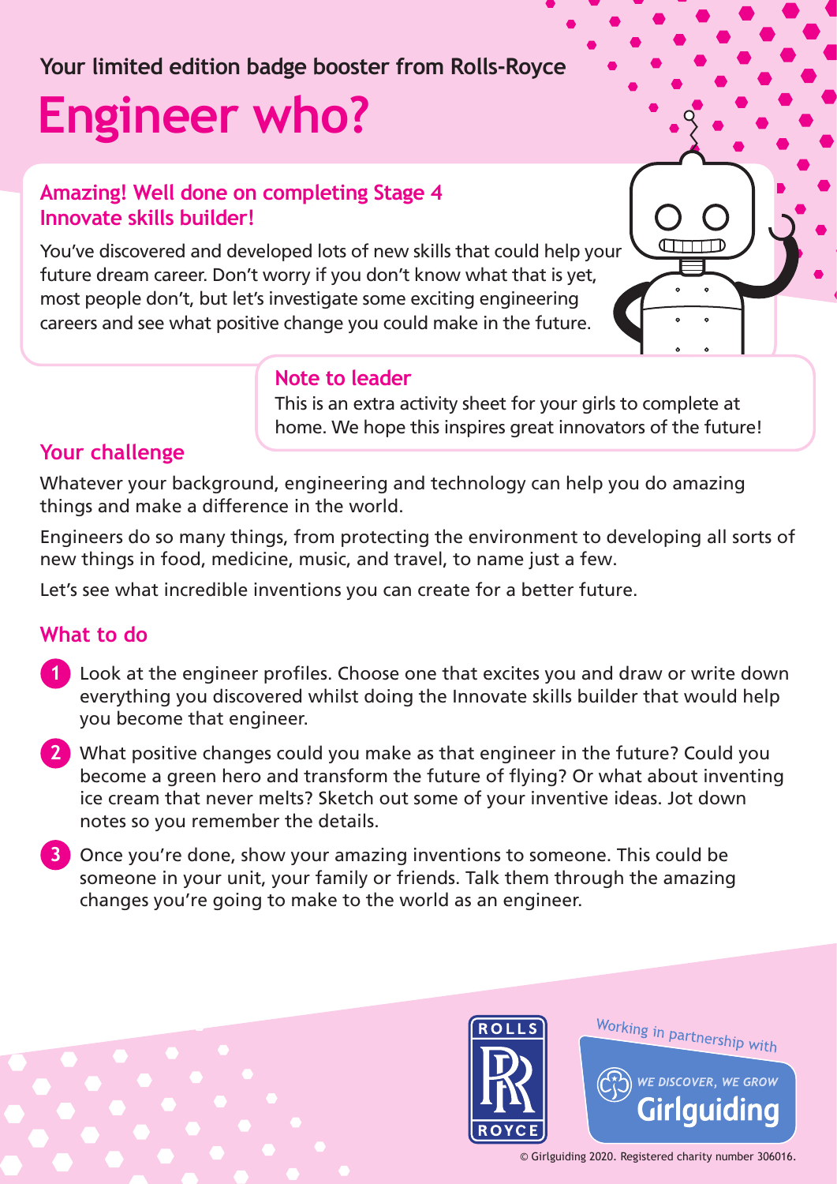Your limited edition badge booster from Rolls-Royce

# Engineer who?

## Amazing! Well done on completing Stage 4 Innovate skills builder!

You've discovered and developed lots of new skills that could help your future dream career. Don't worry if you don't know what that is yet, most people don't, but let's investigate some exciting engineering careers and see what positive change you could make in the future.

### Note to leader

This is an extra activity sheet for your girls to complete at home. We hope this inspires great innovators of the future!

## Your challenge

Whatever your background, engineering and technology can help you do amazing things and make a difference in the world.

Engineers do so many things, from protecting the environment to developing all sorts of new things in food, medicine, music, and travel, to name just a few.

Let's see what incredible inventions you can create for a better future.

## What to do

1. Look at the engineer profiles. Choose one that excites you and draw or write down everything you discovered whilst doing the Innovate skills builder that would help you become that engineer.
2. What positive changes could you make as that engineer in the future? Could you become a green hero and transform the future of flying? Or what about inventing ice cream that never melts? Sketch out some of your inventive ideas. Jot down notes so you remember the details.
3. Once you're done, show your amazing inventions to someone. This could be someone in your unit, your family or friends. Talk them through the amazing changes you're going to make to the world as an engineer.

Working in partnership with

WE DISCOVER, WE GROW Girlguiding

© Girlguiding 2020. Registered charity number 306016.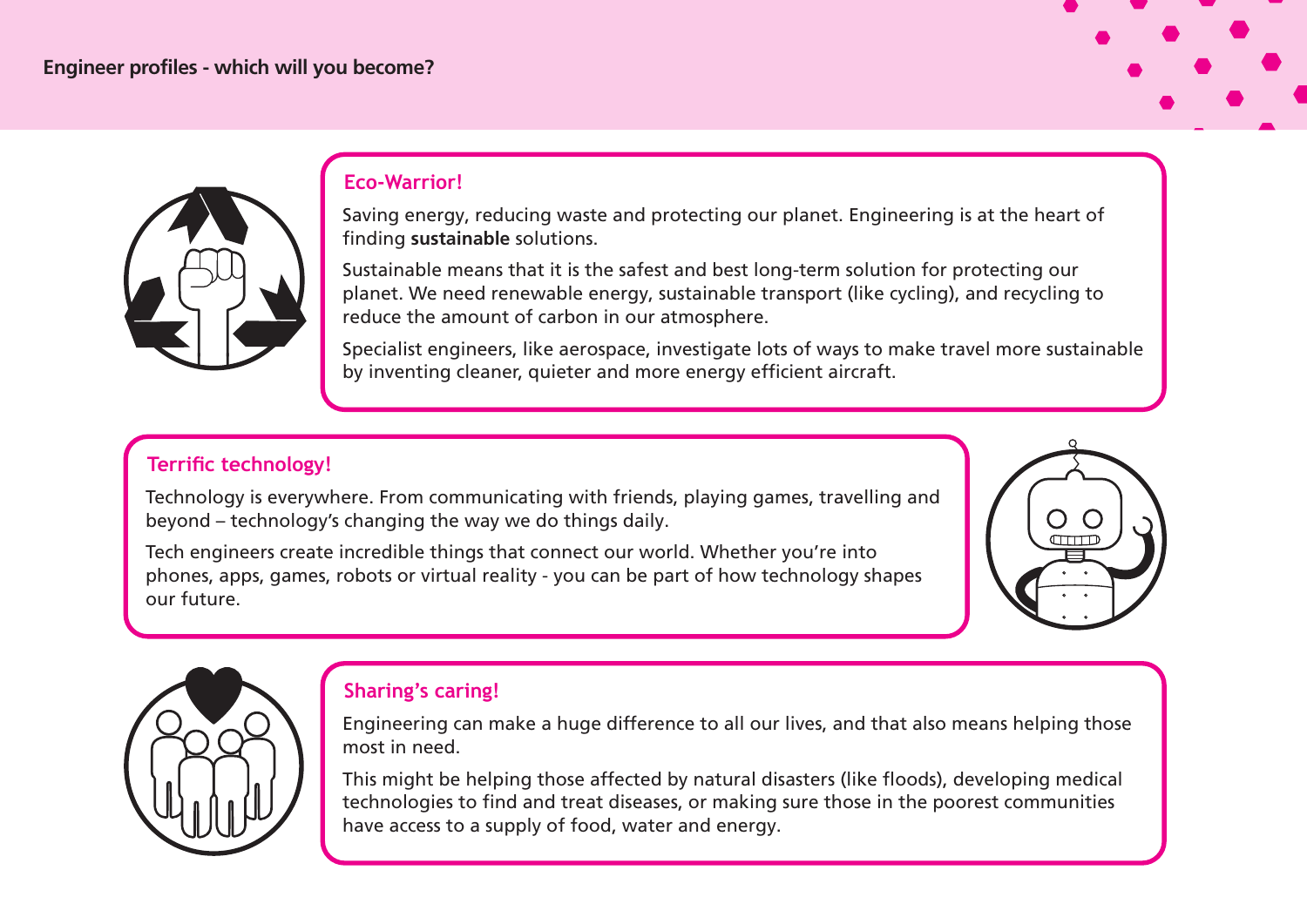# Engineer profiles - which will you become?

## Eco-Warrior!

Saving energy, reducing waste and protecting our planet. Engineering is at the heart of finding **sustainable** solutions.

Sustainable means that it is the safest and best long-term solution for protecting our planet. We need renewable energy, sustainable transport (like cycling), and recycling to reduce the amount of carbon in our atmosphere.

Specialist engineers, like aerospace, investigate lots of ways to make travel more sustainable by inventing cleaner, quieter and more energy efficient aircraft.

## Terrific technology!

Technology is everywhere. From communicating with friends, playing games, travelling and beyond – technology's changing the way we do things daily.

Tech engineers create incredible things that connect our world. Whether you're into phones, apps, games, robots or virtual reality - you can be part of how technology shapes our future.

## Sharing's caring!

Engineering can make a huge difference to all our lives, and that also means helping those most in need.

This might be helping those affected by natural disasters (like floods), developing medical technologies to find and treat diseases, or making sure those in the poorest communities have access to a supply of food, water and energy.